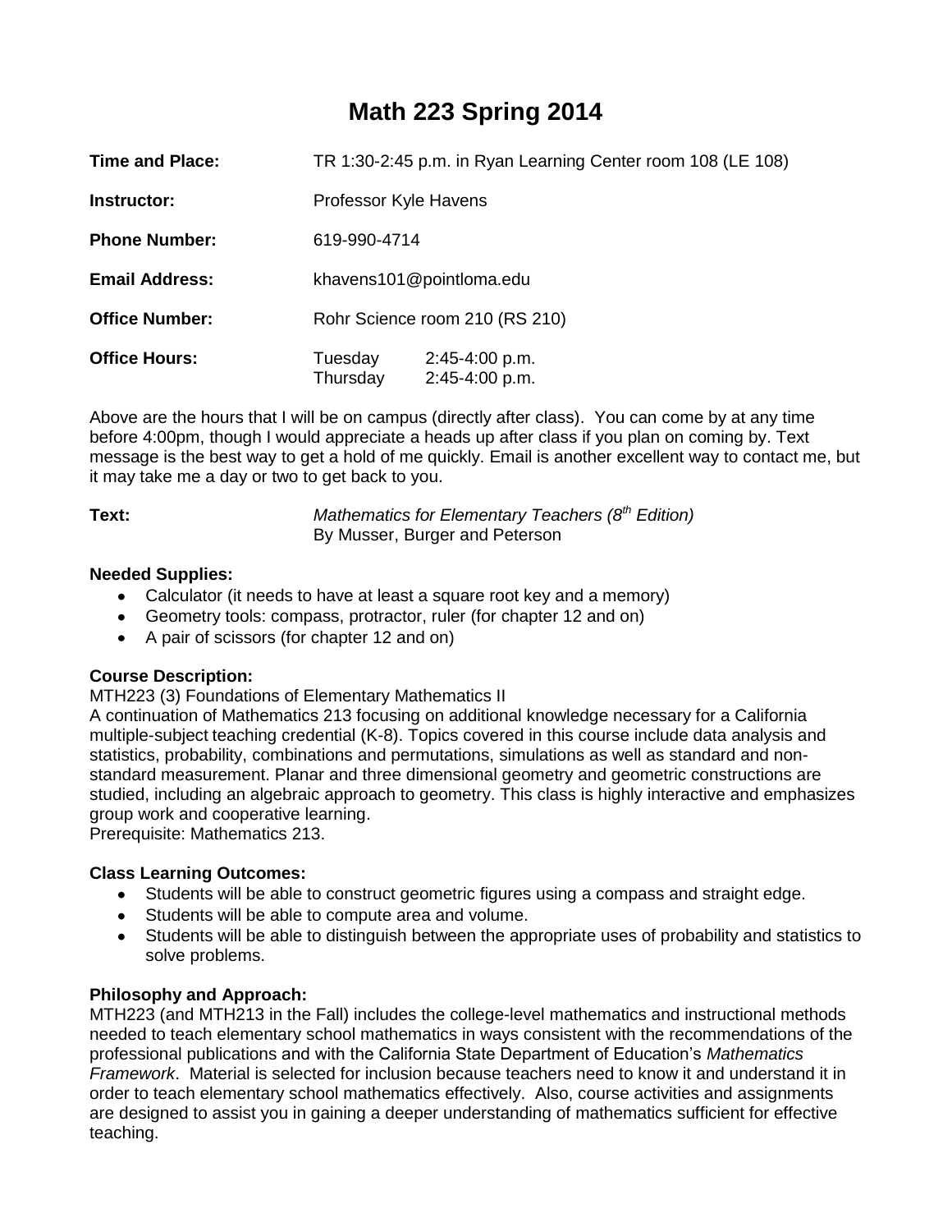# Math 223 Spring 2014

| | |
|---|---|
| **Time and Place:** | TR 1:30-2:45 p.m. in Ryan Learning Center room 108 (LE 108) |
| **Instructor:** | Professor Kyle Havens |
| **Phone Number:** | 619-990-4714 |
| **Email Address:** | khavens101@pointloma.edu |
| **Office Number:** | Rohr Science room 210 (RS 210) |
| **Office Hours:** | Tuesday 2:45-4:00 p.m.<br>Thursday 2:45-4:00 p.m. |

Above are the hours that I will be on campus (directly after class). You can come by at any time before 4:00pm, though I would appreciate a heads up after class if you plan on coming by. Text message is the best way to get a hold of me quickly. Email is another excellent way to contact me, but it may take me a day or two to get back to you.

**Text:** *Mathematics for Elementary Teachers (8th Edition)*
By Musser, Burger and Peterson

**Needed Supplies:**

- Calculator (it needs to have at least a square root key and a memory)
- Geometry tools: compass, protractor, ruler (for chapter 12 and on)
- A pair of scissors (for chapter 12 and on)

**Course Description:**

MTH223 (3) Foundations of Elementary Mathematics II

A continuation of Mathematics 213 focusing on additional knowledge necessary for a California multiple-subject teaching credential (K-8). Topics covered in this course include data analysis and statistics, probability, combinations and permutations, simulations as well as standard and non-standard measurement. Planar and three dimensional geometry and geometric constructions are studied, including an algebraic approach to geometry. This class is highly interactive and emphasizes group work and cooperative learning.

Prerequisite: Mathematics 213.

**Class Learning Outcomes:**

- Students will be able to construct geometric figures using a compass and straight edge.
- Students will be able to compute area and volume.
- Students will be able to distinguish between the appropriate uses of probability and statistics to solve problems.

**Philosophy and Approach:**

MTH223 (and MTH213 in the Fall) includes the college-level mathematics and instructional methods needed to teach elementary school mathematics in ways consistent with the recommendations of the professional publications and with the California State Department of Education's *Mathematics Framework*. Material is selected for inclusion because teachers need to know it and understand it in order to teach elementary school mathematics effectively. Also, course activities and assignments are designed to assist you in gaining a deeper understanding of mathematics sufficient for effective teaching.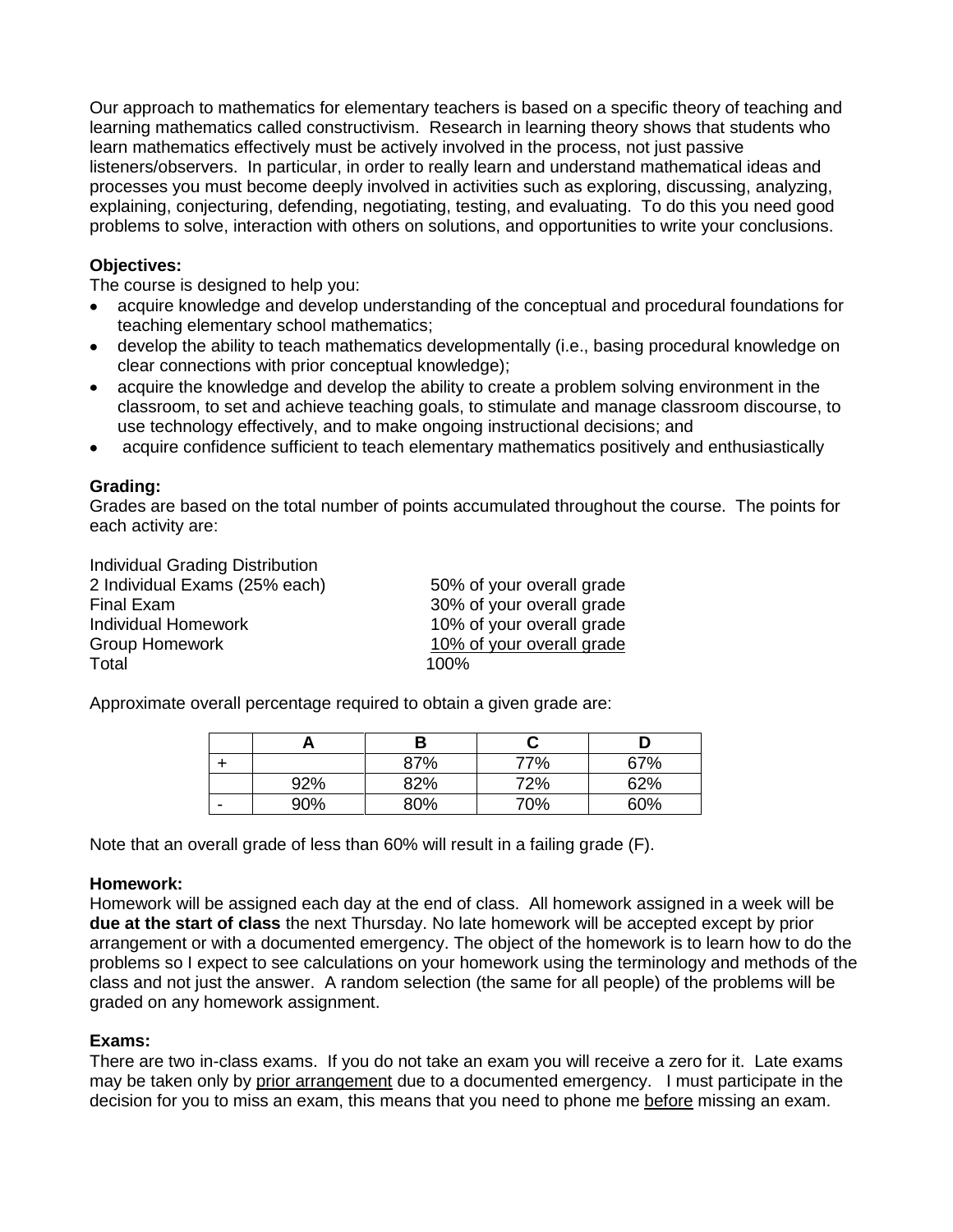Our approach to mathematics for elementary teachers is based on a specific theory of teaching and learning mathematics called constructivism. Research in learning theory shows that students who learn mathematics effectively must be actively involved in the process, not just passive listeners/observers. In particular, in order to really learn and understand mathematical ideas and processes you must become deeply involved in activities such as exploring, discussing, analyzing, explaining, conjecturing, defending, negotiating, testing, and evaluating. To do this you need good problems to solve, interaction with others on solutions, and opportunities to write your conclusions.

**Objectives:**

The course is designed to help you:

- acquire knowledge and develop understanding of the conceptual and procedural foundations for teaching elementary school mathematics;
- develop the ability to teach mathematics developmentally (i.e., basing procedural knowledge on clear connections with prior conceptual knowledge);
- acquire the knowledge and develop the ability to create a problem solving environment in the classroom, to set and achieve teaching goals, to stimulate and manage classroom discourse, to use technology effectively, and to make ongoing instructional decisions; and
- acquire confidence sufficient to teach elementary mathematics positively and enthusiastically

**Grading:**

Grades are based on the total number of points accumulated throughout the course. The points for each activity are:

| Individual Grading Distribution | |
|---|---|
| 2 Individual Exams (25% each) | 50% of your overall grade |
| Final Exam | 30% of your overall grade |
| Individual Homework | 10% of your overall grade |
| Group Homework | 10% of your overall grade |
| Total | 100% |

Approximate overall percentage required to obtain a given grade are:

| | A | B | C | D |
|---|---|---|---|---|
| + | | 87% | 77% | 67% |
| | 92% | 82% | 72% | 62% |
| - | 90% | 80% | 70% | 60% |

Note that an overall grade of less than 60% will result in a failing grade (F).

**Homework:**

Homework will be assigned each day at the end of class. All homework assigned in a week will be **due at the start of class** the next Thursday. No late homework will be accepted except by prior arrangement or with a documented emergency. The object of the homework is to learn how to do the problems so I expect to see calculations on your homework using the terminology and methods of the class and not just the answer. A random selection (the same for all people) of the problems will be graded on any homework assignment.

**Exams:**

There are two in-class exams. If you do not take an exam you will receive a zero for it. Late exams may be taken only by prior arrangement due to a documented emergency. I must participate in the decision for you to miss an exam, this means that you need to phone me before missing an exam.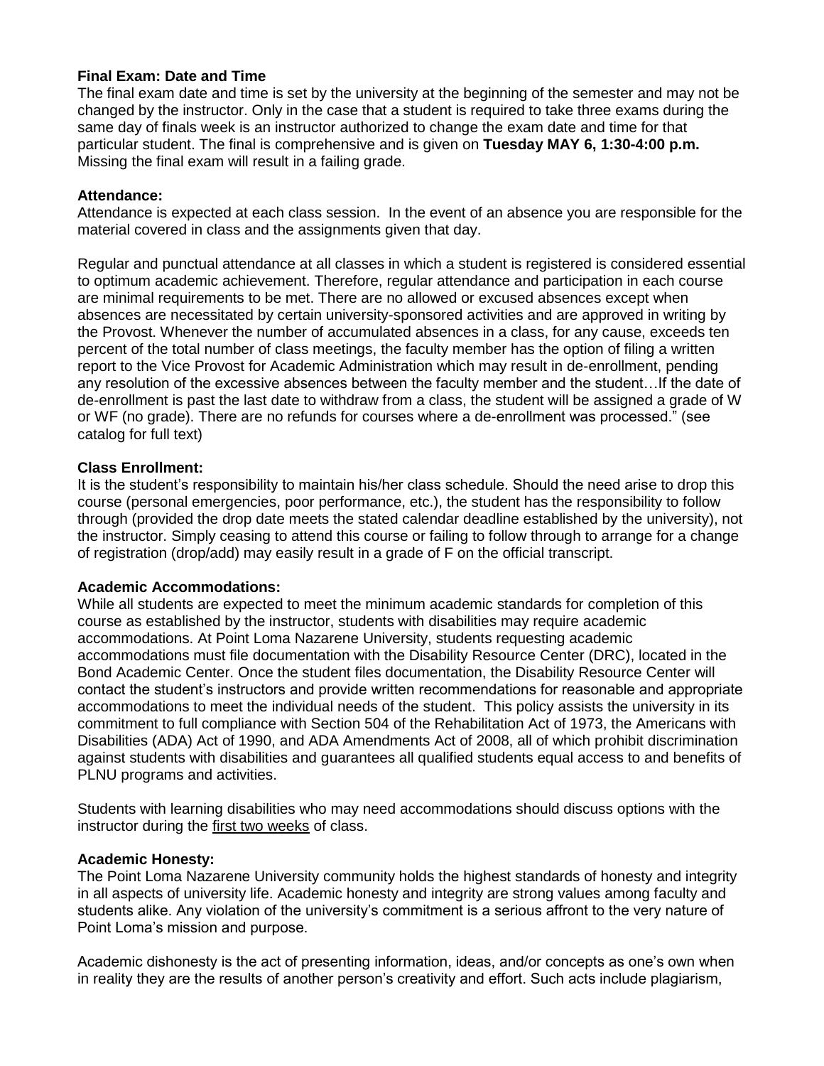**Final Exam: Date and Time**

The final exam date and time is set by the university at the beginning of the semester and may not be changed by the instructor. Only in the case that a student is required to take three exams during the same day of finals week is an instructor authorized to change the exam date and time for that particular student. The final is comprehensive and is given on **Tuesday MAY 6, 1:30-4:00 p.m.** Missing the final exam will result in a failing grade.

**Attendance:**

Attendance is expected at each class session. In the event of an absence you are responsible for the material covered in class and the assignments given that day.

Regular and punctual attendance at all classes in which a student is registered is considered essential to optimum academic achievement. Therefore, regular attendance and participation in each course are minimal requirements to be met. There are no allowed or excused absences except when absences are necessitated by certain university-sponsored activities and are approved in writing by the Provost. Whenever the number of accumulated absences in a class, for any cause, exceeds ten percent of the total number of class meetings, the faculty member has the option of filing a written report to the Vice Provost for Academic Administration which may result in de-enrollment, pending any resolution of the excessive absences between the faculty member and the student…If the date of de-enrollment is past the last date to withdraw from a class, the student will be assigned a grade of W or WF (no grade). There are no refunds for courses where a de-enrollment was processed." (see catalog for full text)

**Class Enrollment:**

It is the student's responsibility to maintain his/her class schedule. Should the need arise to drop this course (personal emergencies, poor performance, etc.), the student has the responsibility to follow through (provided the drop date meets the stated calendar deadline established by the university), not the instructor. Simply ceasing to attend this course or failing to follow through to arrange for a change of registration (drop/add) may easily result in a grade of F on the official transcript.

**Academic Accommodations:**

While all students are expected to meet the minimum academic standards for completion of this course as established by the instructor, students with disabilities may require academic accommodations. At Point Loma Nazarene University, students requesting academic accommodations must file documentation with the Disability Resource Center (DRC), located in the Bond Academic Center. Once the student files documentation, the Disability Resource Center will contact the student's instructors and provide written recommendations for reasonable and appropriate accommodations to meet the individual needs of the student. This policy assists the university in its commitment to full compliance with Section 504 of the Rehabilitation Act of 1973, the Americans with Disabilities (ADA) Act of 1990, and ADA Amendments Act of 2008, all of which prohibit discrimination against students with disabilities and guarantees all qualified students equal access to and benefits of PLNU programs and activities.

Students with learning disabilities who may need accommodations should discuss options with the instructor during the first two weeks of class.

**Academic Honesty:**

The Point Loma Nazarene University community holds the highest standards of honesty and integrity in all aspects of university life. Academic honesty and integrity are strong values among faculty and students alike. Any violation of the university's commitment is a serious affront to the very nature of Point Loma's mission and purpose.

Academic dishonesty is the act of presenting information, ideas, and/or concepts as one's own when in reality they are the results of another person's creativity and effort. Such acts include plagiarism,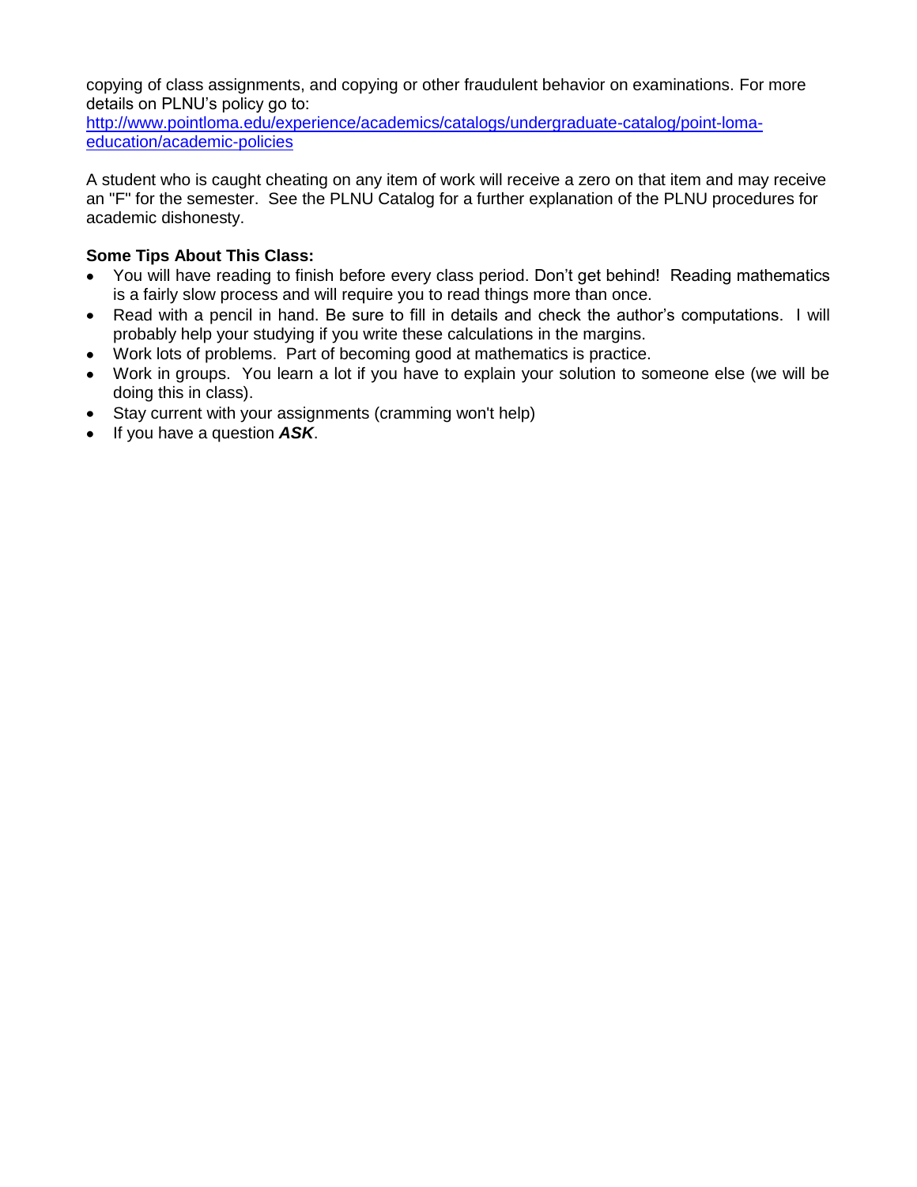copying of class assignments, and copying or other fraudulent behavior on examinations. For more details on PLNU's policy go to:
[http://www.pointloma.edu/experience/academics/catalogs/undergraduate-catalog/point-loma-education/academic-policies](http://www.pointloma.edu/experience/academics/catalogs/undergraduate-catalog/point-loma-education/academic-policies)

A student who is caught cheating on any item of work will receive a zero on that item and may receive an "F" for the semester. See the PLNU Catalog for a further explanation of the PLNU procedures for academic dishonesty.

**Some Tips About This Class:**

- You will have reading to finish before every class period. Don't get behind! Reading mathematics is a fairly slow process and will require you to read things more than once.
- Read with a pencil in hand. Be sure to fill in details and check the author's computations. I will probably help your studying if you write these calculations in the margins.
- Work lots of problems. Part of becoming good at mathematics is practice.
- Work in groups. You learn a lot if you have to explain your solution to someone else (we will be doing this in class).
- Stay current with your assignments (cramming won't help)
- If you have a question ***ASK***.